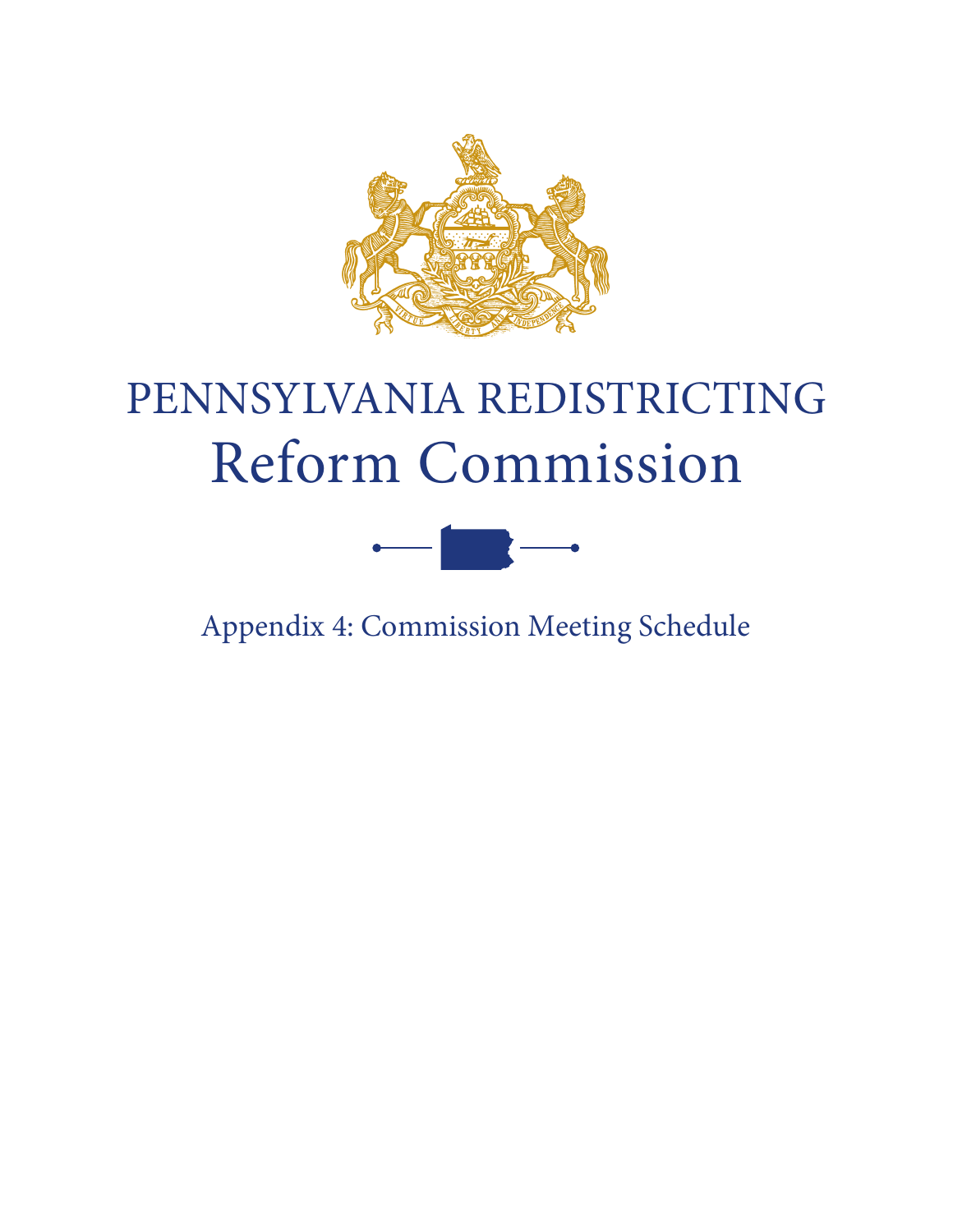# PENNSYLVANIA REDISTRICTING Reform Commission

## Appendix 4: Commission Meeting Schedule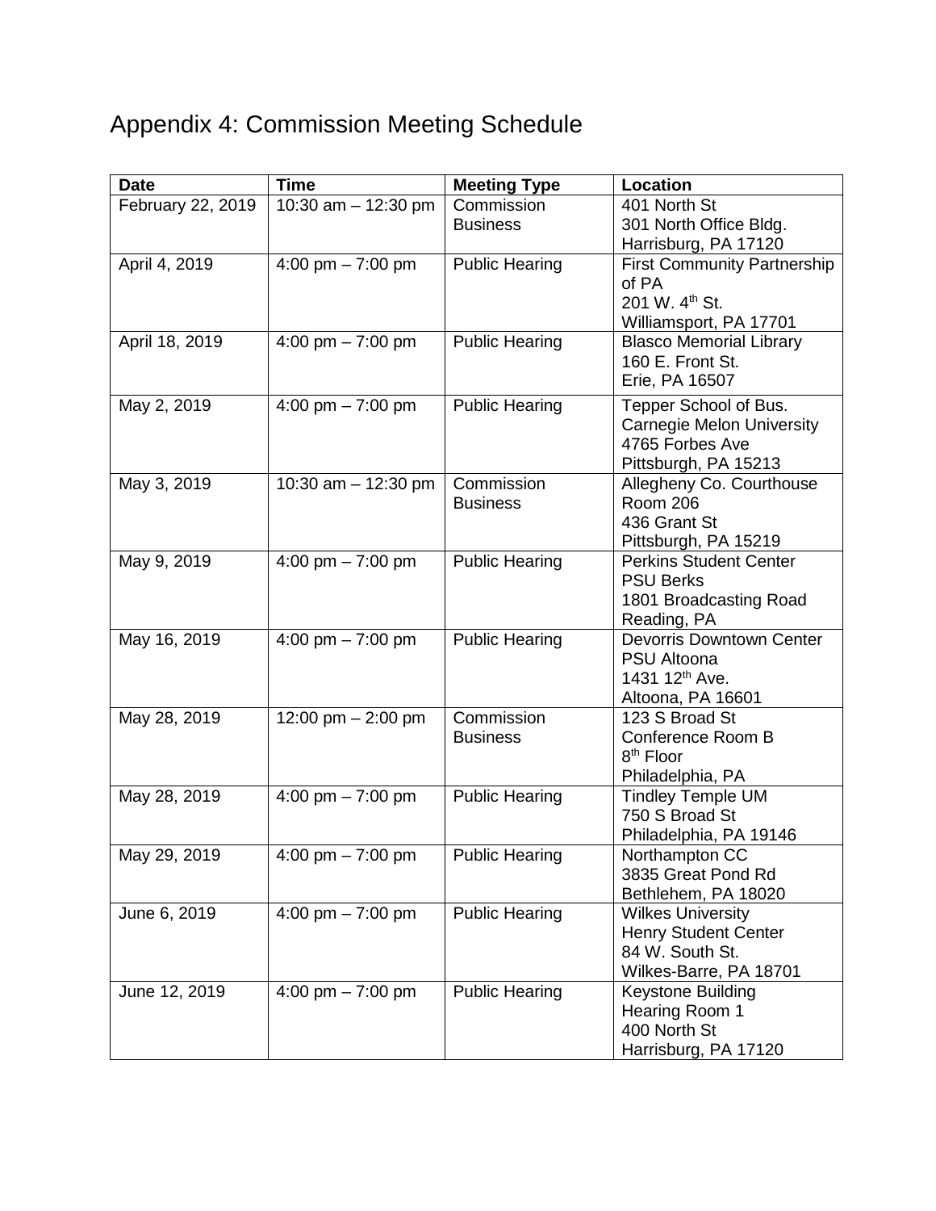# Appendix 4: Commission Meeting Schedule

| Date | Time | Meeting Type | Location |
|---|---|---|---|
| February 22, 2019 | 10:30 am – 12:30 pm | Commission Business | 401 North St<br>301 North Office Bldg.<br>Harrisburg, PA 17120 |
| April 4, 2019 | 4:00 pm – 7:00 pm | Public Hearing | First Community Partnership of PA<br>201 W. 4th St.<br>Williamsport, PA 17701 |
| April 18, 2019 | 4:00 pm – 7:00 pm | Public Hearing | Blasco Memorial Library<br>160 E. Front St.<br>Erie, PA 16507 |
| May 2, 2019 | 4:00 pm – 7:00 pm | Public Hearing | Tepper School of Bus.<br>Carnegie Melon University<br>4765 Forbes Ave<br>Pittsburgh, PA 15213 |
| May 3, 2019 | 10:30 am – 12:30 pm | Commission Business | Allegheny Co. Courthouse<br>Room 206<br>436 Grant St<br>Pittsburgh, PA 15219 |
| May 9, 2019 | 4:00 pm – 7:00 pm | Public Hearing | Perkins Student Center<br>PSU Berks<br>1801 Broadcasting Road<br>Reading, PA |
| May 16, 2019 | 4:00 pm – 7:00 pm | Public Hearing | Devorris Downtown Center<br>PSU Altoona<br>1431 12th Ave.<br>Altoona, PA 16601 |
| May 28, 2019 | 12:00 pm – 2:00 pm | Commission Business | 123 S Broad St<br>Conference Room B<br>8th Floor<br>Philadelphia, PA |
| May 28, 2019 | 4:00 pm – 7:00 pm | Public Hearing | Tindley Temple UM<br>750 S Broad St<br>Philadelphia, PA 19146 |
| May 29, 2019 | 4:00 pm – 7:00 pm | Public Hearing | Northampton CC<br>3835 Great Pond Rd<br>Bethlehem, PA 18020 |
| June 6, 2019 | 4:00 pm – 7:00 pm | Public Hearing | Wilkes University<br>Henry Student Center<br>84 W. South St.<br>Wilkes-Barre, PA 18701 |
| June 12, 2019 | 4:00 pm – 7:00 pm | Public Hearing | Keystone Building<br>Hearing Room 1<br>400 North St<br>Harrisburg, PA 17120 |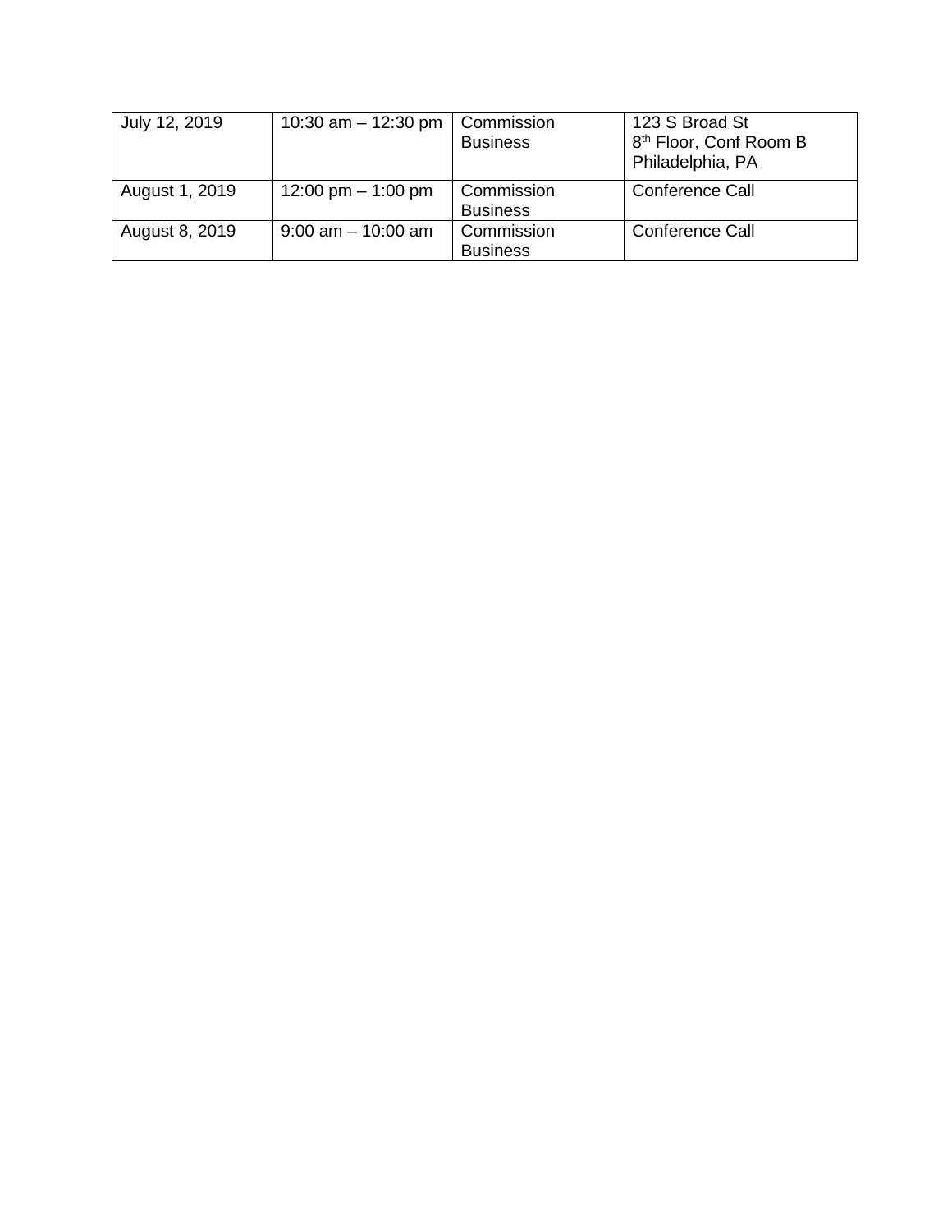| | | | |
|---|---|---|---|
| July 12, 2019 | 10:30 am – 12:30 pm | Commission Business | 123 S Broad St<br>8th Floor, Conf Room B<br>Philadelphia, PA |
| August 1, 2019 | 12:00 pm – 1:00 pm | Commission Business | Conference Call |
| August 8, 2019 | 9:00 am – 10:00 am | Commission Business | Conference Call |